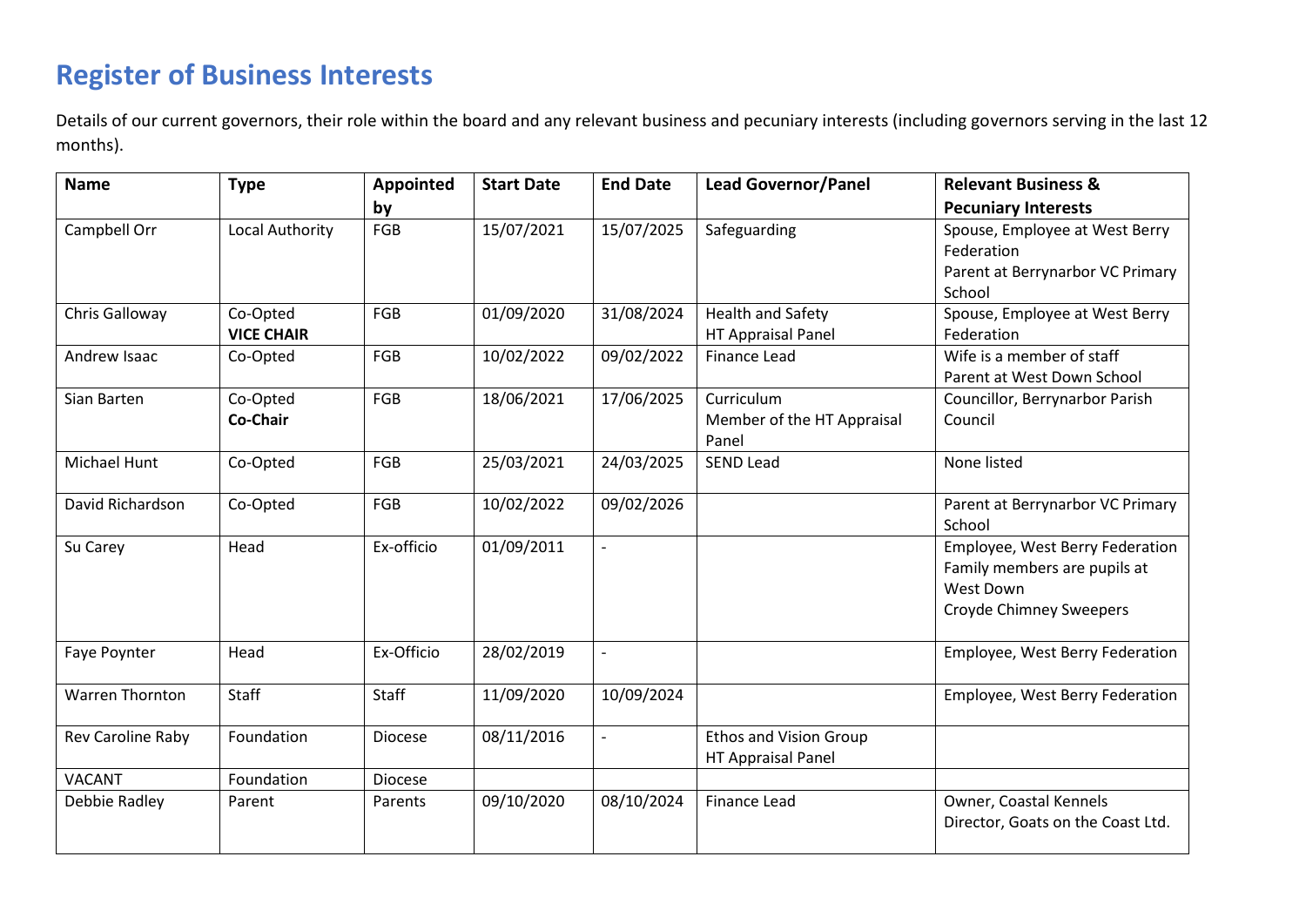# Register of Business Interests

Details of our current governors, their role within the board and any relevant business and pecuniary interests (including governors serving in the last 12 months).

| Name | Type | Appointed by | Start Date | End Date | Lead Governor/Panel | Relevant Business & Pecuniary Interests |
|---|---|---|---|---|---|---|
| Campbell Orr | Local Authority | FGB | 15/07/2021 | 15/07/2025 | Safeguarding | Spouse, Employee at West Berry Federation<br>Parent at Berrynarbor VC Primary School |
| Chris Galloway | Co-Opted<br>**VICE CHAIR** | FGB | 01/09/2020 | 31/08/2024 | Health and Safety<br>HT Appraisal Panel | Spouse, Employee at West Berry Federation |
| Andrew Isaac | Co-Opted | FGB | 10/02/2022 | 09/02/2022 | Finance Lead | Wife is a member of staff<br>Parent at West Down School |
| Sian Barten | Co-Opted<br>**Co-Chair** | FGB | 18/06/2021 | 17/06/2025 | Curriculum<br>Member of the HT Appraisal Panel | Councillor, Berrynarbor Parish Council |
| Michael Hunt | Co-Opted | FGB | 25/03/2021 | 24/03/2025 | SEND Lead | None listed |
| David Richardson | Co-Opted | FGB | 10/02/2022 | 09/02/2026 | | Parent at Berrynarbor VC Primary School |
| Su Carey | Head | Ex-officio | 01/09/2011 | - | | Employee, West Berry Federation<br>Family members are pupils at West Down<br>Croyde Chimney Sweepers |
| Faye Poynter | Head | Ex-Officio | 28/02/2019 | - | | Employee, West Berry Federation |
| Warren Thornton | Staff | Staff | 11/09/2020 | 10/09/2024 | | Employee, West Berry Federation |
| Rev Caroline Raby | Foundation | Diocese | 08/11/2016 | - | Ethos and Vision Group<br>HT Appraisal Panel | |
| VACANT | Foundation | Diocese | | | | |
| Debbie Radley | Parent | Parents | 09/10/2020 | 08/10/2024 | Finance Lead | Owner, Coastal Kennels<br>Director, Goats on the Coast Ltd. |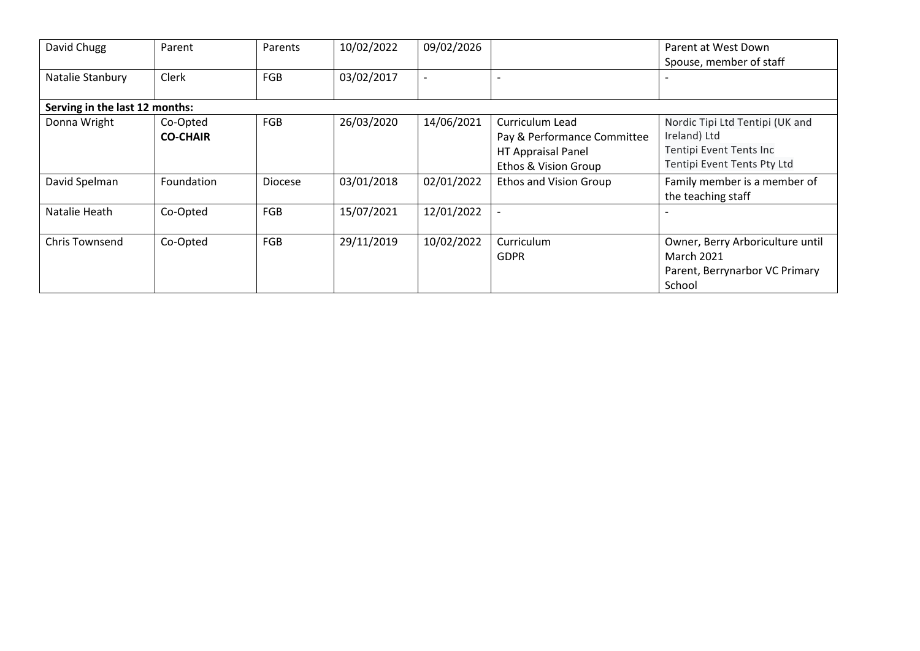| | | | | | | |
|---|---|---|---|---|---|---|
| David Chugg | Parent | Parents | 10/02/2022 | 09/02/2026 | | Parent at West Down<br>Spouse, member of staff |
| Natalie Stanbury | Clerk | FGB | 03/02/2017 | - | - | - |
| **Serving in the last 12 months:** | | | | | | |
| Donna Wright | Co-Opted<br>**CO-CHAIR** | FGB | 26/03/2020 | 14/06/2021 | Curriculum Lead<br>Pay & Performance Committee<br>HT Appraisal Panel<br>Ethos & Vision Group | Nordic Tipi Ltd Tentipi (UK and Ireland) Ltd<br>Tentipi Event Tents Inc<br>Tentipi Event Tents Pty Ltd |
| David Spelman | Foundation | Diocese | 03/01/2018 | 02/01/2022 | Ethos and Vision Group | Family member is a member of the teaching staff |
| Natalie Heath | Co-Opted | FGB | 15/07/2021 | 12/01/2022 | - | - |
| Chris Townsend | Co-Opted | FGB | 29/11/2019 | 10/02/2022 | Curriculum<br>GDPR | Owner, Berry Arboriculture until March 2021<br>Parent, Berrynarbor VC Primary School |